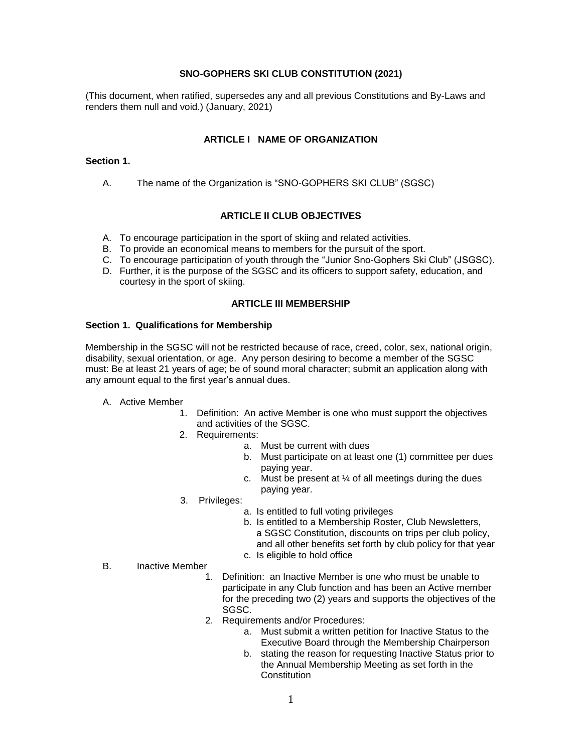# SNO-GOPHERS SKI CLUB CONSTITUTION (2021)

(This document, when ratified, supersedes any and all previous Constitutions and By-Laws and renders them null and void.) (January, 2021)

## ARTICLE I NAME OF ORGANIZATION

### Section 1.

A. The name of the Organization is “SNO-GOPHERS SKI CLUB” (SGSC)

## ARTICLE II CLUB OBJECTIVES

A. To encourage participation in the sport of skiing and related activities.
B. To provide an economical means to members for the pursuit of the sport.
C. To encourage participation of youth through the “Junior Sno-Gophers Ski Club” (JSGSC).
D. Further, it is the purpose of the SGSC and its officers to support safety, education, and courtesy in the sport of skiing.

## ARTICLE III MEMBERSHIP

### Section 1. Qualifications for Membership

Membership in the SGSC will not be restricted because of race, creed, color, sex, national origin, disability, sexual orientation, or age. Any person desiring to become a member of the SGSC must: Be at least 21 years of age; be of sound moral character; submit an application along with any amount equal to the first year’s annual dues.

A. Active Member
   1. Definition: An active Member is one who must support the objectives and activities of the SGSC.
   2. Requirements:
      a. Must be current with dues
      b. Must participate on at least one (1) committee per dues paying year.
      c. Must be present at ¼ of all meetings during the dues paying year.
   3. Privileges:
      a. Is entitled to full voting privileges
      b. Is entitled to a Membership Roster, Club Newsletters, a SGSC Constitution, discounts on trips per club policy, and all other benefits set forth by club policy for that year
      c. Is eligible to hold office

B. Inactive Member
   1. Definition: an Inactive Member is one who must be unable to participate in any Club function and has been an Active member for the preceding two (2) years and supports the objectives of the SGSC.
   2. Requirements and/or Procedures:
      a. Must submit a written petition for Inactive Status to the Executive Board through the Membership Chairperson
      b. stating the reason for requesting Inactive Status prior to the Annual Membership Meeting as set forth in the Constitution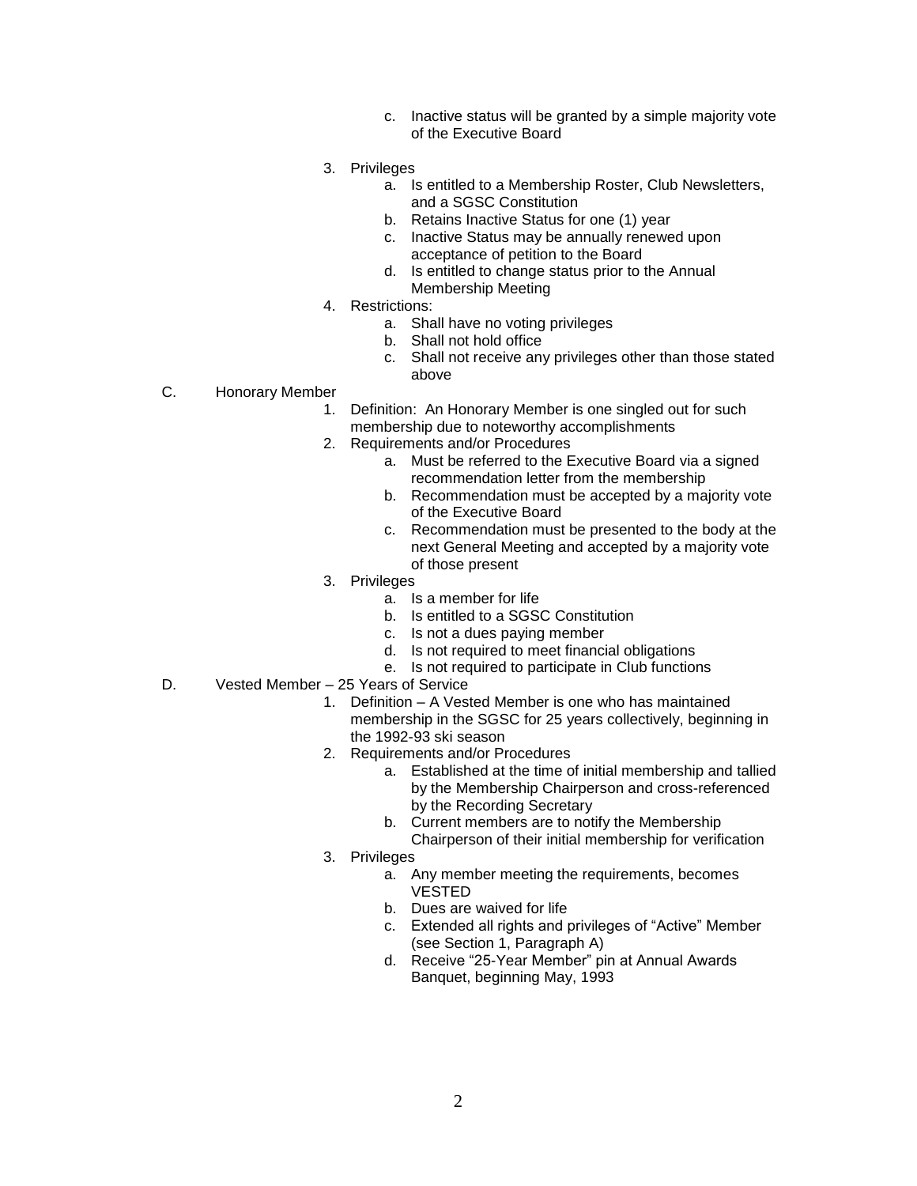c. Inactive status will be granted by a simple majority vote of the Executive Board

3. Privileges
   a. Is entitled to a Membership Roster, Club Newsletters, and a SGSC Constitution
   b. Retains Inactive Status for one (1) year
   c. Inactive Status may be annually renewed upon acceptance of petition to the Board
   d. Is entitled to change status prior to the Annual Membership Meeting
4. Restrictions:
   a. Shall have no voting privileges
   b. Shall not hold office
   c. Shall not receive any privileges other than those stated above

C. Honorary Member

1. Definition: An Honorary Member is one singled out for such membership due to noteworthy accomplishments
2. Requirements and/or Procedures
   a. Must be referred to the Executive Board via a signed recommendation letter from the membership
   b. Recommendation must be accepted by a majority vote of the Executive Board
   c. Recommendation must be presented to the body at the next General Meeting and accepted by a majority vote of those present
3. Privileges
   a. Is a member for life
   b. Is entitled to a SGSC Constitution
   c. Is not a dues paying member
   d. Is not required to meet financial obligations
   e. Is not required to participate in Club functions

D. Vested Member – 25 Years of Service

1. Definition – A Vested Member is one who has maintained membership in the SGSC for 25 years collectively, beginning in the 1992-93 ski season
2. Requirements and/or Procedures
   a. Established at the time of initial membership and tallied by the Membership Chairperson and cross-referenced by the Recording Secretary
   b. Current members are to notify the Membership Chairperson of their initial membership for verification
3. Privileges
   a. Any member meeting the requirements, becomes VESTED
   b. Dues are waived for life
   c. Extended all rights and privileges of "Active" Member (see Section 1, Paragraph A)
   d. Receive "25-Year Member" pin at Annual Awards Banquet, beginning May, 1993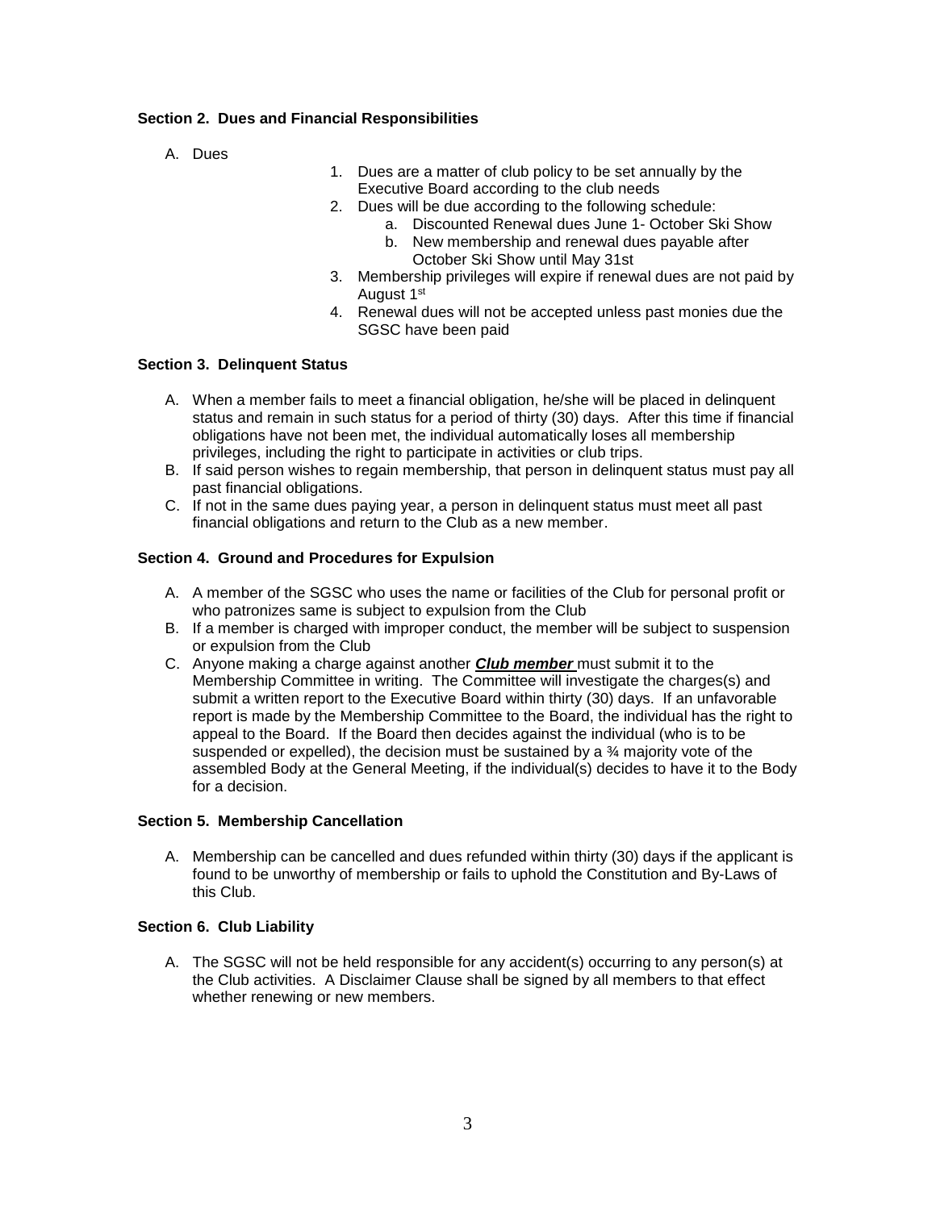**Section 2. Dues and Financial Responsibilities**

A. Dues

1. Dues are a matter of club policy to be set annually by the Executive Board according to the club needs
2. Dues will be due according to the following schedule:
    a. Discounted Renewal dues June 1- October Ski Show
    b. New membership and renewal dues payable after October Ski Show until May 31st
3. Membership privileges will expire if renewal dues are not paid by August 1st
4. Renewal dues will not be accepted unless past monies due the SGSC have been paid

**Section 3. Delinquent Status**

A. When a member fails to meet a financial obligation, he/she will be placed in delinquent status and remain in such status for a period of thirty (30) days. After this time if financial obligations have not been met, the individual automatically loses all membership privileges, including the right to participate in activities or club trips.
B. If said person wishes to regain membership, that person in delinquent status must pay all past financial obligations.
C. If not in the same dues paying year, a person in delinquent status must meet all past financial obligations and return to the Club as a new member.

**Section 4. Ground and Procedures for Expulsion**

A. A member of the SGSC who uses the name or facilities of the Club for personal profit or who patronizes same is subject to expulsion from the Club
B. If a member is charged with improper conduct, the member will be subject to suspension or expulsion from the Club
C. Anyone making a charge against another ***Club member*** must submit it to the Membership Committee in writing. The Committee will investigate the charges(s) and submit a written report to the Executive Board within thirty (30) days. If an unfavorable report is made by the Membership Committee to the Board, the individual has the right to appeal to the Board. If the Board then decides against the individual (who is to be suspended or expelled), the decision must be sustained by a ¾ majority vote of the assembled Body at the General Meeting, if the individual(s) decides to have it to the Body for a decision.

**Section 5. Membership Cancellation**

A. Membership can be cancelled and dues refunded within thirty (30) days if the applicant is found to be unworthy of membership or fails to uphold the Constitution and By-Laws of this Club.

**Section 6. Club Liability**

A. The SGSC will not be held responsible for any accident(s) occurring to any person(s) at the Club activities. A Disclaimer Clause shall be signed by all members to that effect whether renewing or new members.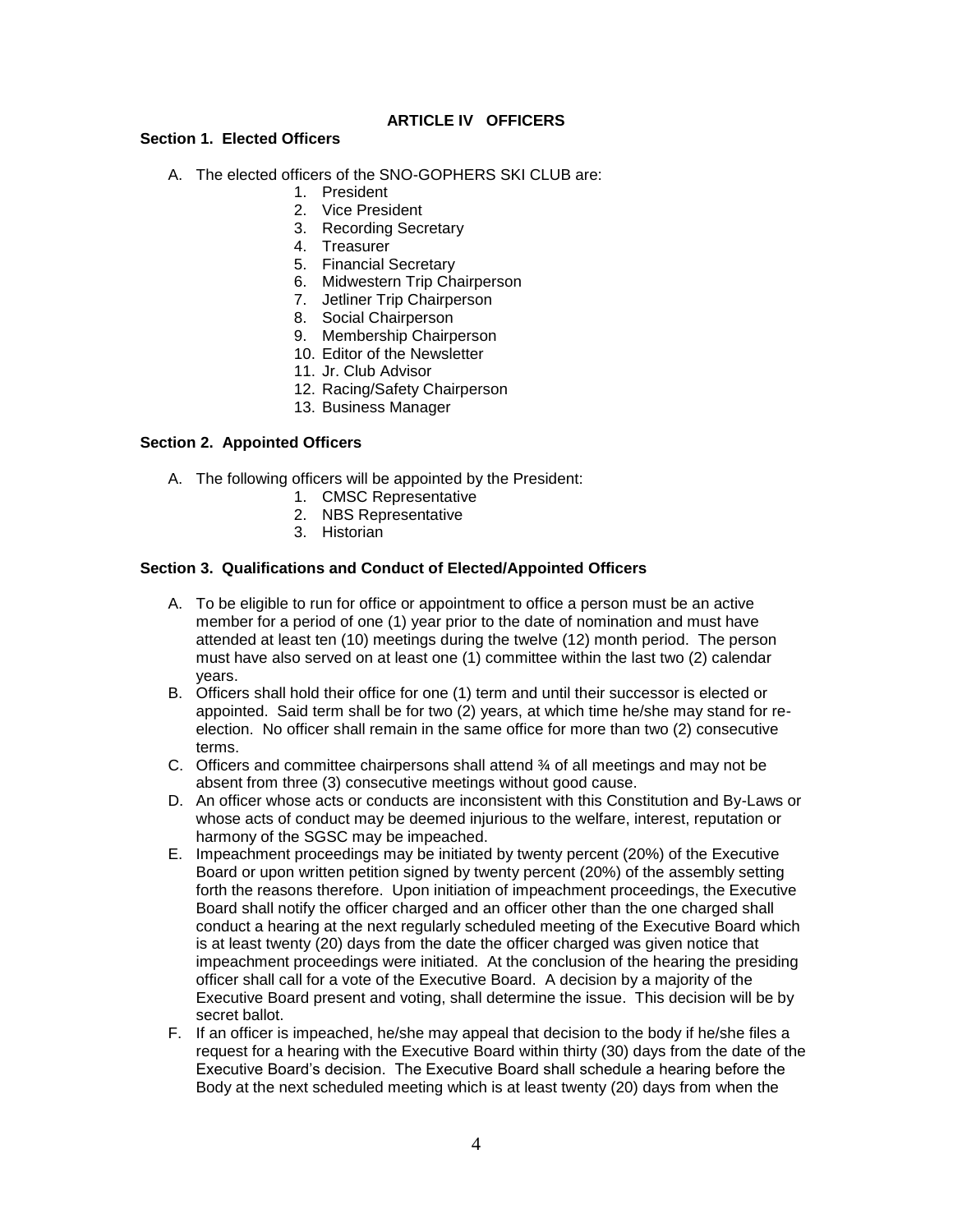## ARTICLE IV OFFICERS

### Section 1. Elected Officers

A. The elected officers of the SNO-GOPHERS SKI CLUB are:
   1. President
   2. Vice President
   3. Recording Secretary
   4. Treasurer
   5. Financial Secretary
   6. Midwestern Trip Chairperson
   7. Jetliner Trip Chairperson
   8. Social Chairperson
   9. Membership Chairperson
   10. Editor of the Newsletter
   11. Jr. Club Advisor
   12. Racing/Safety Chairperson
   13. Business Manager

### Section 2. Appointed Officers

A. The following officers will be appointed by the President:
   1. CMSC Representative
   2. NBS Representative
   3. Historian

### Section 3. Qualifications and Conduct of Elected/Appointed Officers

A. To be eligible to run for office or appointment to office a person must be an active member for a period of one (1) year prior to the date of nomination and must have attended at least ten (10) meetings during the twelve (12) month period. The person must have also served on at least one (1) committee within the last two (2) calendar years.
B. Officers shall hold their office for one (1) term and until their successor is elected or appointed. Said term shall be for two (2) years, at which time he/she may stand for re-election. No officer shall remain in the same office for more than two (2) consecutive terms.
C. Officers and committee chairpersons shall attend ¾ of all meetings and may not be absent from three (3) consecutive meetings without good cause.
D. An officer whose acts or conducts are inconsistent with this Constitution and By-Laws or whose acts of conduct may be deemed injurious to the welfare, interest, reputation or harmony of the SGSC may be impeached.
E. Impeachment proceedings may be initiated by twenty percent (20%) of the Executive Board or upon written petition signed by twenty percent (20%) of the assembly setting forth the reasons therefore. Upon initiation of impeachment proceedings, the Executive Board shall notify the officer charged and an officer other than the one charged shall conduct a hearing at the next regularly scheduled meeting of the Executive Board which is at least twenty (20) days from the date the officer charged was given notice that impeachment proceedings were initiated. At the conclusion of the hearing the presiding officer shall call for a vote of the Executive Board. A decision by a majority of the Executive Board present and voting, shall determine the issue. This decision will be by secret ballot.
F. If an officer is impeached, he/she may appeal that decision to the body if he/she files a request for a hearing with the Executive Board within thirty (30) days from the date of the Executive Board's decision. The Executive Board shall schedule a hearing before the Body at the next scheduled meeting which is at least twenty (20) days from when the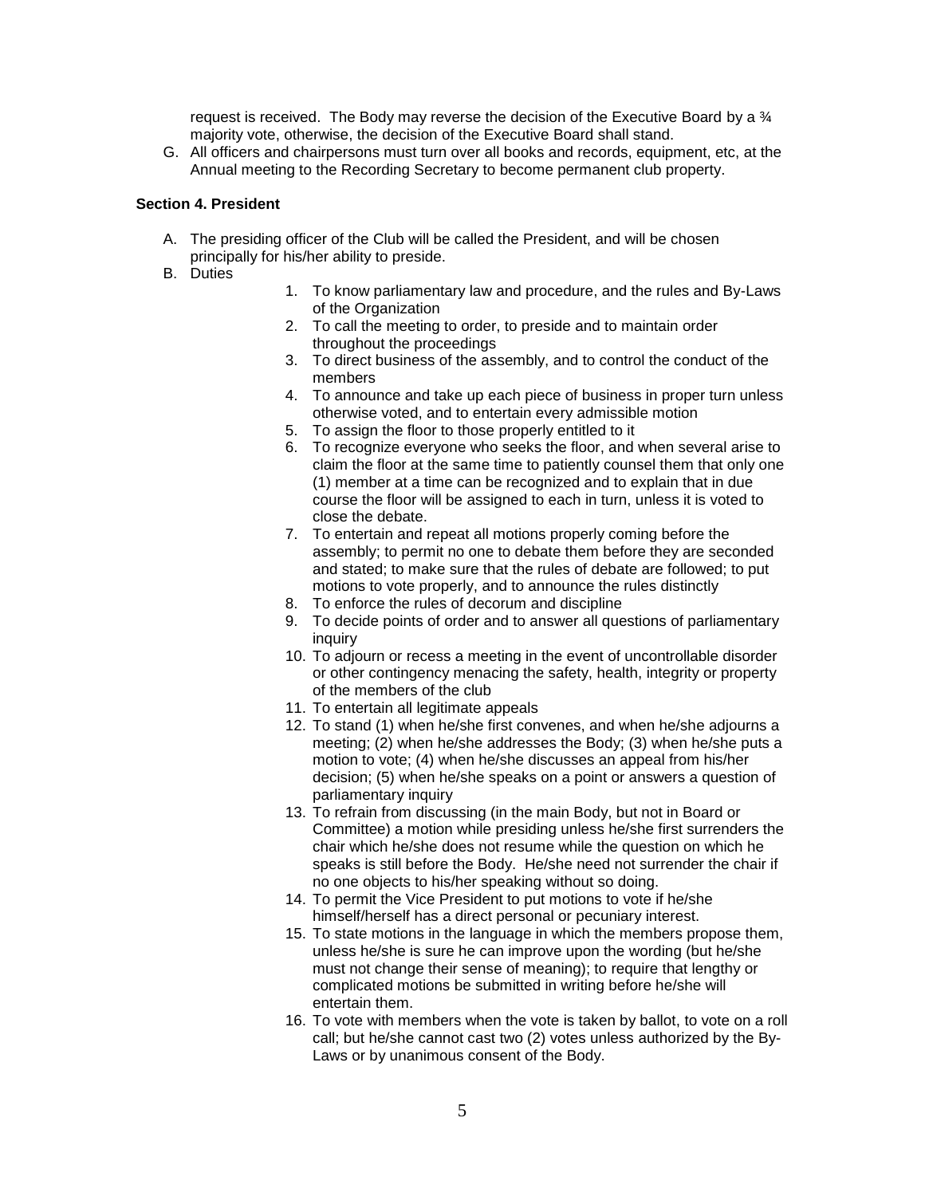request is received. The Body may reverse the decision of the Executive Board by a ¾ majority vote, otherwise, the decision of the Executive Board shall stand.

G. All officers and chairpersons must turn over all books and records, equipment, etc, at the Annual meeting to the Recording Secretary to become permanent club property.

**Section 4. President**

A. The presiding officer of the Club will be called the President, and will be chosen principally for his/her ability to preside.
B. Duties
    1. To know parliamentary law and procedure, and the rules and By-Laws of the Organization
    2. To call the meeting to order, to preside and to maintain order throughout the proceedings
    3. To direct business of the assembly, and to control the conduct of the members
    4. To announce and take up each piece of business in proper turn unless otherwise voted, and to entertain every admissible motion
    5. To assign the floor to those properly entitled to it
    6. To recognize everyone who seeks the floor, and when several arise to claim the floor at the same time to patiently counsel them that only one (1) member at a time can be recognized and to explain that in due course the floor will be assigned to each in turn, unless it is voted to close the debate.
    7. To entertain and repeat all motions properly coming before the assembly; to permit no one to debate them before they are seconded and stated; to make sure that the rules of debate are followed; to put motions to vote properly, and to announce the rules distinctly
    8. To enforce the rules of decorum and discipline
    9. To decide points of order and to answer all questions of parliamentary inquiry
    10. To adjourn or recess a meeting in the event of uncontrollable disorder or other contingency menacing the safety, health, integrity or property of the members of the club
    11. To entertain all legitimate appeals
    12. To stand (1) when he/she first convenes, and when he/she adjourns a meeting; (2) when he/she addresses the Body; (3) when he/she puts a motion to vote; (4) when he/she discusses an appeal from his/her decision; (5) when he/she speaks on a point or answers a question of parliamentary inquiry
    13. To refrain from discussing (in the main Body, but not in Board or Committee) a motion while presiding unless he/she first surrenders the chair which he/she does not resume while the question on which he speaks is still before the Body. He/she need not surrender the chair if no one objects to his/her speaking without so doing.
    14. To permit the Vice President to put motions to vote if he/she himself/herself has a direct personal or pecuniary interest.
    15. To state motions in the language in which the members propose them, unless he/she is sure he can improve upon the wording (but he/she must not change their sense of meaning); to require that lengthy or complicated motions be submitted in writing before he/she will entertain them.
    16. To vote with members when the vote is taken by ballot, to vote on a roll call; but he/she cannot cast two (2) votes unless authorized by the By-Laws or by unanimous consent of the Body.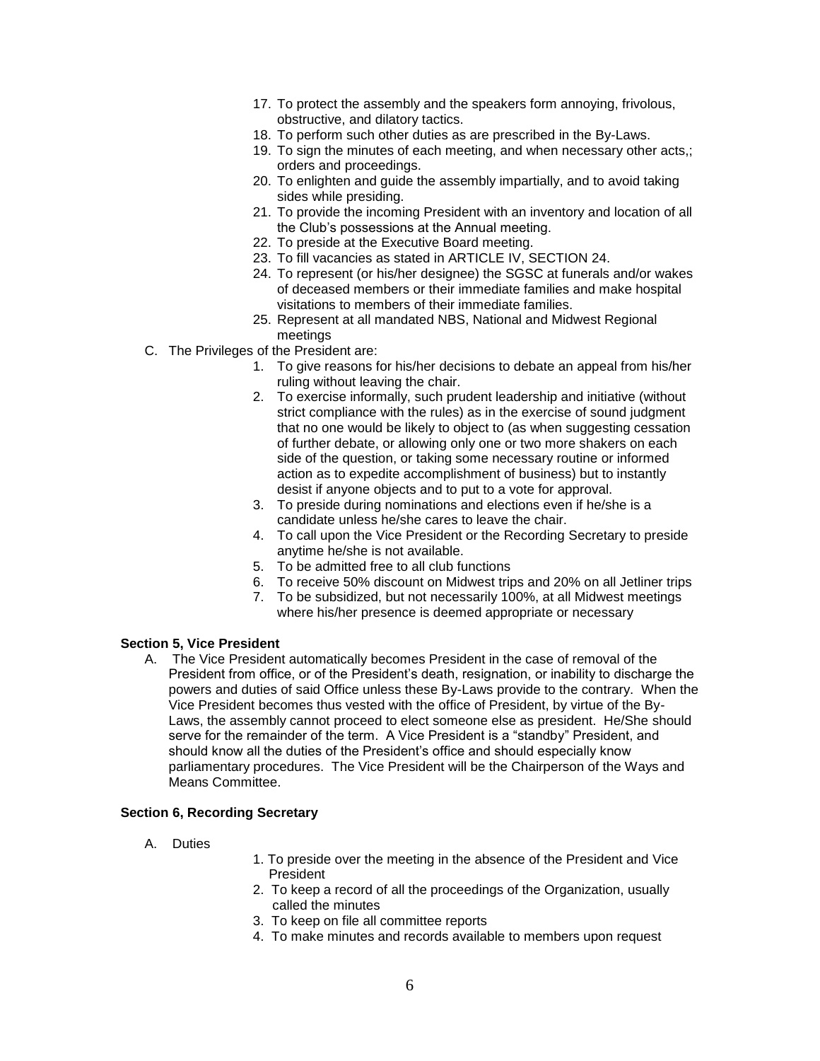17. To protect the assembly and the speakers form annoying, frivolous, obstructive, and dilatory tactics.
18. To perform such other duties as are prescribed in the By-Laws.
19. To sign the minutes of each meeting, and when necessary other acts,; orders and proceedings.
20. To enlighten and guide the assembly impartially, and to avoid taking sides while presiding.
21. To provide the incoming President with an inventory and location of all the Club's possessions at the Annual meeting.
22. To preside at the Executive Board meeting.
23. To fill vacancies as stated in ARTICLE IV, SECTION 24.
24. To represent (or his/her designee) the SGSC at funerals and/or wakes of deceased members or their immediate families and make hospital visitations to members of their immediate families.
25. Represent at all mandated NBS, National and Midwest Regional meetings

C. The Privileges of the President are:

1. To give reasons for his/her decisions to debate an appeal from his/her ruling without leaving the chair.
2. To exercise informally, such prudent leadership and initiative (without strict compliance with the rules) as in the exercise of sound judgment that no one would be likely to object to (as when suggesting cessation of further debate, or allowing only one or two more shakers on each side of the question, or taking some necessary routine or informed action as to expedite accomplishment of business) but to instantly desist if anyone objects and to put to a vote for approval.
3. To preside during nominations and elections even if he/she is a candidate unless he/she cares to leave the chair.
4. To call upon the Vice President or the Recording Secretary to preside anytime he/she is not available.
5. To be admitted free to all club functions
6. To receive 50% discount on Midwest trips and 20% on all Jetliner trips
7. To be subsidized, but not necessarily 100%, at all Midwest meetings where his/her presence is deemed appropriate or necessary

**Section 5, Vice President**

A. The Vice President automatically becomes President in the case of removal of the President from office, or of the President's death, resignation, or inability to discharge the powers and duties of said Office unless these By-Laws provide to the contrary. When the Vice President becomes thus vested with the office of President, by virtue of the By-Laws, the assembly cannot proceed to elect someone else as president. He/She should serve for the remainder of the term. A Vice President is a "standby" President, and should know all the duties of the President's office and should especially know parliamentary procedures. The Vice President will be the Chairperson of the Ways and Means Committee.

**Section 6, Recording Secretary**

A. Duties

1. To preside over the meeting in the absence of the President and Vice President
2. To keep a record of all the proceedings of the Organization, usually called the minutes
3. To keep on file all committee reports
4. To make minutes and records available to members upon request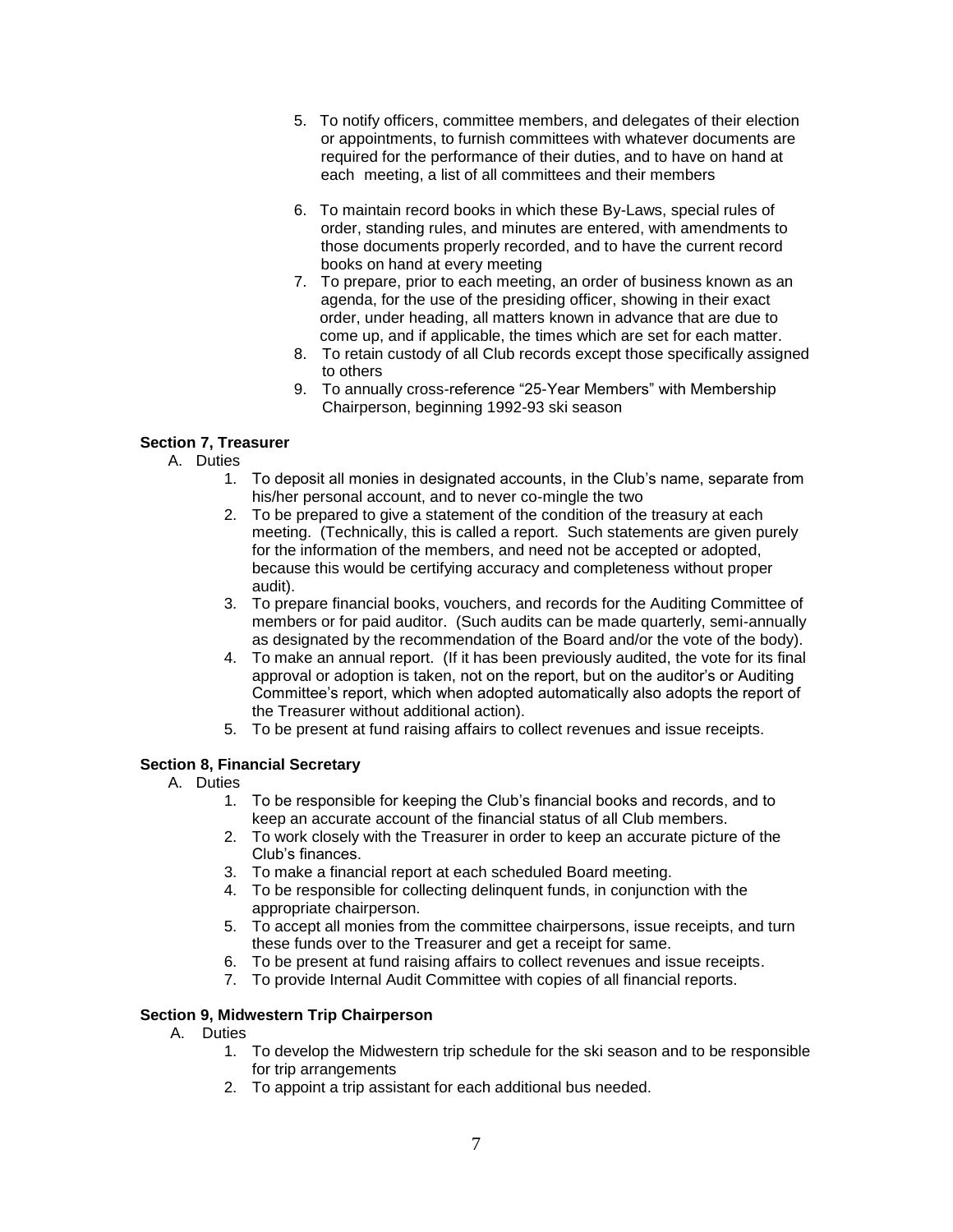5. To notify officers, committee members, and delegates of their election or appointments, to furnish committees with whatever documents are required for the performance of their duties, and to have on hand at each meeting, a list of all committees and their members

6. To maintain record books in which these By-Laws, special rules of order, standing rules, and minutes are entered, with amendments to those documents properly recorded, and to have the current record books on hand at every meeting
7. To prepare, prior to each meeting, an order of business known as an agenda, for the use of the presiding officer, showing in their exact order, under heading, all matters known in advance that are due to come up, and if applicable, the times which are set for each matter.
8. To retain custody of all Club records except those specifically assigned to others
9. To annually cross-reference "25-Year Members" with Membership Chairperson, beginning 1992-93 ski season

**Section 7, Treasurer**

A. Duties
   1. To deposit all monies in designated accounts, in the Club's name, separate from his/her personal account, and to never co-mingle the two
   2. To be prepared to give a statement of the condition of the treasury at each meeting. (Technically, this is called a report. Such statements are given purely for the information of the members, and need not be accepted or adopted, because this would be certifying accuracy and completeness without proper audit).
   3. To prepare financial books, vouchers, and records for the Auditing Committee of members or for paid auditor. (Such audits can be made quarterly, semi-annually as designated by the recommendation of the Board and/or the vote of the body).
   4. To make an annual report. (If it has been previously audited, the vote for its final approval or adoption is taken, not on the report, but on the auditor's or Auditing Committee's report, which when adopted automatically also adopts the report of the Treasurer without additional action).
   5. To be present at fund raising affairs to collect revenues and issue receipts.

**Section 8, Financial Secretary**

A. Duties
   1. To be responsible for keeping the Club's financial books and records, and to keep an accurate account of the financial status of all Club members.
   2. To work closely with the Treasurer in order to keep an accurate picture of the Club's finances.
   3. To make a financial report at each scheduled Board meeting.
   4. To be responsible for collecting delinquent funds, in conjunction with the appropriate chairperson.
   5. To accept all monies from the committee chairpersons, issue receipts, and turn these funds over to the Treasurer and get a receipt for same.
   6. To be present at fund raising affairs to collect revenues and issue receipts.
   7. To provide Internal Audit Committee with copies of all financial reports.

**Section 9, Midwestern Trip Chairperson**

A. Duties
   1. To develop the Midwestern trip schedule for the ski season and to be responsible for trip arrangements
   2. To appoint a trip assistant for each additional bus needed.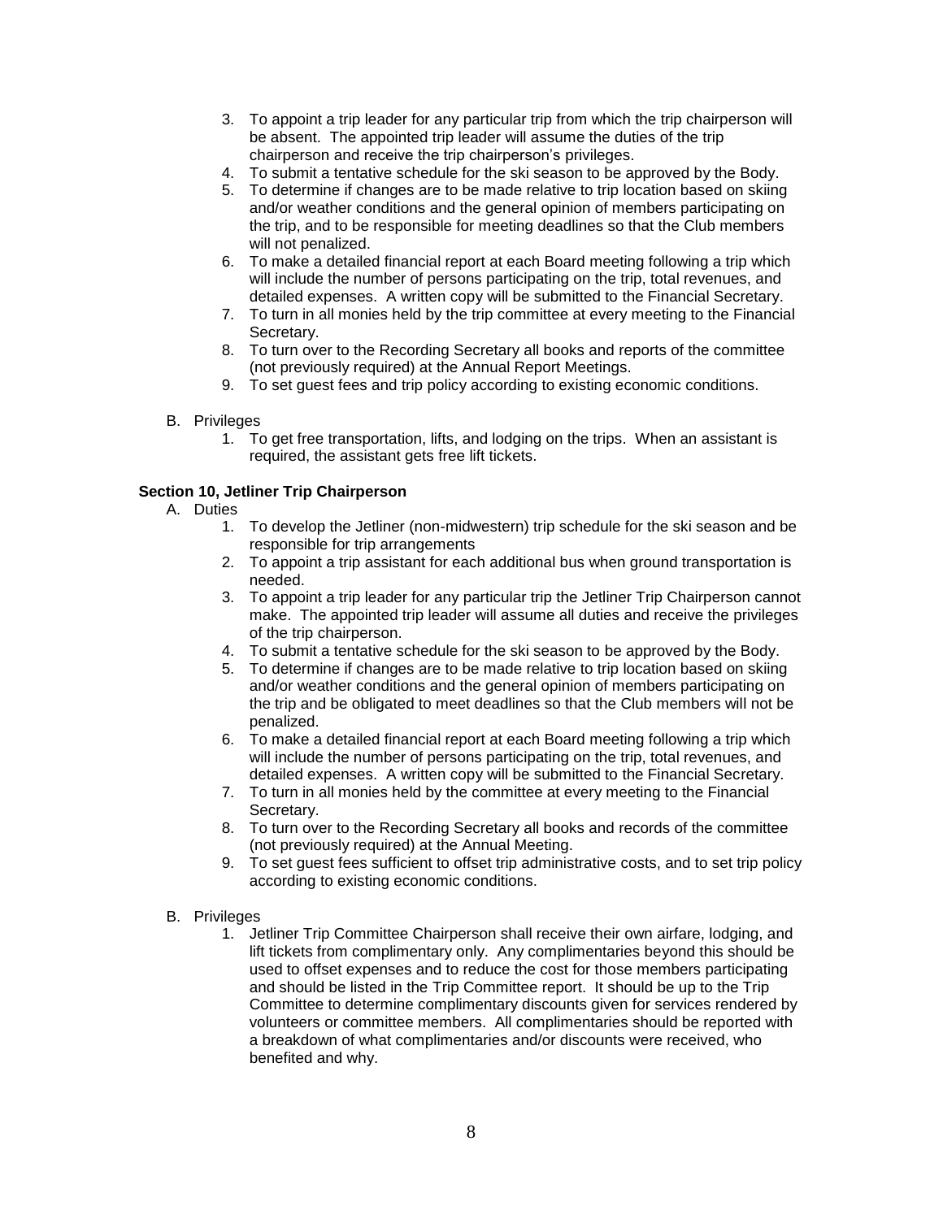3. To appoint a trip leader for any particular trip from which the trip chairperson will be absent. The appointed trip leader will assume the duties of the trip chairperson and receive the trip chairperson's privileges.
4. To submit a tentative schedule for the ski season to be approved by the Body.
5. To determine if changes are to be made relative to trip location based on skiing and/or weather conditions and the general opinion of members participating on the trip, and to be responsible for meeting deadlines so that the Club members will not penalized.
6. To make a detailed financial report at each Board meeting following a trip which will include the number of persons participating on the trip, total revenues, and detailed expenses. A written copy will be submitted to the Financial Secretary.
7. To turn in all monies held by the trip committee at every meeting to the Financial Secretary.
8. To turn over to the Recording Secretary all books and reports of the committee (not previously required) at the Annual Report Meetings.
9. To set guest fees and trip policy according to existing economic conditions.

B. Privileges
   1. To get free transportation, lifts, and lodging on the trips. When an assistant is required, the assistant gets free lift tickets.

**Section 10, Jetliner Trip Chairperson**

A. Duties
   1. To develop the Jetliner (non-midwestern) trip schedule for the ski season and be responsible for trip arrangements
   2. To appoint a trip assistant for each additional bus when ground transportation is needed.
   3. To appoint a trip leader for any particular trip the Jetliner Trip Chairperson cannot make. The appointed trip leader will assume all duties and receive the privileges of the trip chairperson.
   4. To submit a tentative schedule for the ski season to be approved by the Body.
   5. To determine if changes are to be made relative to trip location based on skiing and/or weather conditions and the general opinion of members participating on the trip and be obligated to meet deadlines so that the Club members will not be penalized.
   6. To make a detailed financial report at each Board meeting following a trip which will include the number of persons participating on the trip, total revenues, and detailed expenses. A written copy will be submitted to the Financial Secretary.
   7. To turn in all monies held by the committee at every meeting to the Financial Secretary.
   8. To turn over to the Recording Secretary all books and records of the committee (not previously required) at the Annual Meeting.
   9. To set guest fees sufficient to offset trip administrative costs, and to set trip policy according to existing economic conditions.

B. Privileges
   1. Jetliner Trip Committee Chairperson shall receive their own airfare, lodging, and lift tickets from complimentary only. Any complimentaries beyond this should be used to offset expenses and to reduce the cost for those members participating and should be listed in the Trip Committee report. It should be up to the Trip Committee to determine complimentary discounts given for services rendered by volunteers or committee members. All complimentaries should be reported with a breakdown of what complimentaries and/or discounts were received, who benefited and why.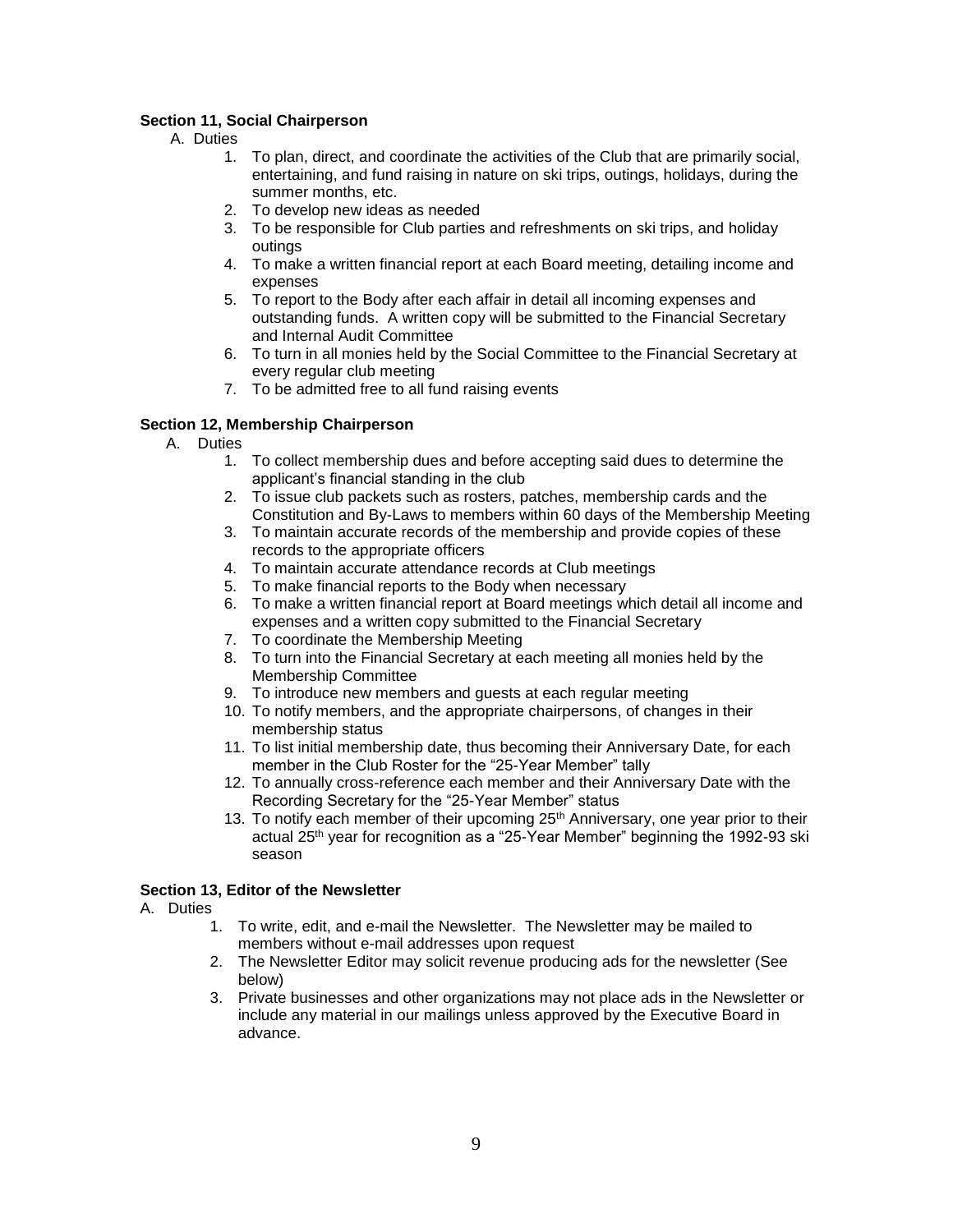**Section 11, Social Chairperson**

A. Duties

1. To plan, direct, and coordinate the activities of the Club that are primarily social, entertaining, and fund raising in nature on ski trips, outings, holidays, during the summer months, etc.
2. To develop new ideas as needed
3. To be responsible for Club parties and refreshments on ski trips, and holiday outings
4. To make a written financial report at each Board meeting, detailing income and expenses
5. To report to the Body after each affair in detail all incoming expenses and outstanding funds. A written copy will be submitted to the Financial Secretary and Internal Audit Committee
6. To turn in all monies held by the Social Committee to the Financial Secretary at every regular club meeting
7. To be admitted free to all fund raising events

**Section 12, Membership Chairperson**

A. Duties

1. To collect membership dues and before accepting said dues to determine the applicant's financial standing in the club
2. To issue club packets such as rosters, patches, membership cards and the Constitution and By-Laws to members within 60 days of the Membership Meeting
3. To maintain accurate records of the membership and provide copies of these records to the appropriate officers
4. To maintain accurate attendance records at Club meetings
5. To make financial reports to the Body when necessary
6. To make a written financial report at Board meetings which detail all income and expenses and a written copy submitted to the Financial Secretary
7. To coordinate the Membership Meeting
8. To turn into the Financial Secretary at each meeting all monies held by the Membership Committee
9. To introduce new members and guests at each regular meeting
10. To notify members, and the appropriate chairpersons, of changes in their membership status
11. To list initial membership date, thus becoming their Anniversary Date, for each member in the Club Roster for the "25-Year Member" tally
12. To annually cross-reference each member and their Anniversary Date with the Recording Secretary for the "25-Year Member" status
13. To notify each member of their upcoming 25th Anniversary, one year prior to their actual 25th year for recognition as a "25-Year Member" beginning the 1992-93 ski season

**Section 13, Editor of the Newsletter**

A. Duties

1. To write, edit, and e-mail the Newsletter. The Newsletter may be mailed to members without e-mail addresses upon request
2. The Newsletter Editor may solicit revenue producing ads for the newsletter (See below)
3. Private businesses and other organizations may not place ads in the Newsletter or include any material in our mailings unless approved by the Executive Board in advance.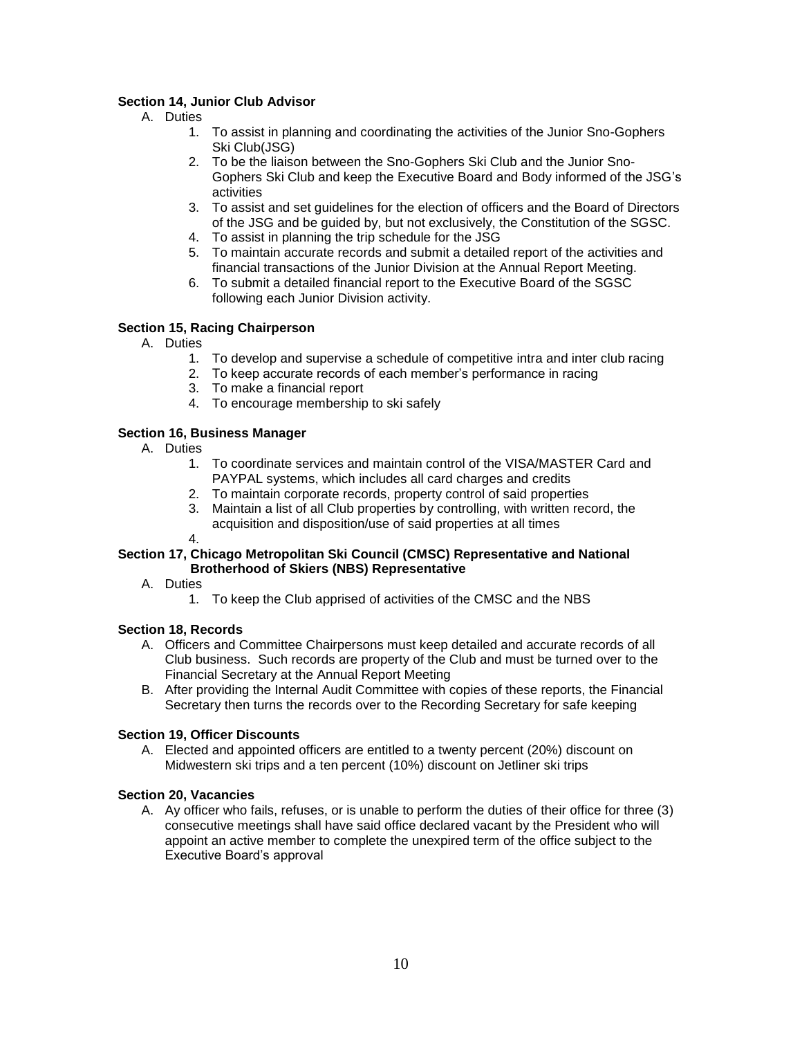**Section 14, Junior Club Advisor**

A. Duties
   1. To assist in planning and coordinating the activities of the Junior Sno-Gophers Ski Club(JSG)
   2. To be the liaison between the Sno-Gophers Ski Club and the Junior Sno-Gophers Ski Club and keep the Executive Board and Body informed of the JSG's activities
   3. To assist and set guidelines for the election of officers and the Board of Directors of the JSG and be guided by, but not exclusively, the Constitution of the SGSC.
   4. To assist in planning the trip schedule for the JSG
   5. To maintain accurate records and submit a detailed report of the activities and financial transactions of the Junior Division at the Annual Report Meeting.
   6. To submit a detailed financial report to the Executive Board of the SGSC following each Junior Division activity.

**Section 15, Racing Chairperson**

A. Duties
   1. To develop and supervise a schedule of competitive intra and inter club racing
   2. To keep accurate records of each member's performance in racing
   3. To make a financial report
   4. To encourage membership to ski safely

**Section 16, Business Manager**

A. Duties
   1. To coordinate services and maintain control of the VISA/MASTER Card and PAYPAL systems, which includes all card charges and credits
   2. To maintain corporate records, property control of said properties
   3. Maintain a list of all Club properties by controlling, with written record, the acquisition and disposition/use of said properties at all times
   4.

**Section 17, Chicago Metropolitan Ski Council (CMSC) Representative and National Brotherhood of Skiers (NBS) Representative**

A. Duties
   1. To keep the Club apprised of activities of the CMSC and the NBS

**Section 18, Records**

A. Officers and Committee Chairpersons must keep detailed and accurate records of all Club business. Such records are property of the Club and must be turned over to the Financial Secretary at the Annual Report Meeting
B. After providing the Internal Audit Committee with copies of these reports, the Financial Secretary then turns the records over to the Recording Secretary for safe keeping

**Section 19, Officer Discounts**

A. Elected and appointed officers are entitled to a twenty percent (20%) discount on Midwestern ski trips and a ten percent (10%) discount on Jetliner ski trips

**Section 20, Vacancies**

A. Ay officer who fails, refuses, or is unable to perform the duties of their office for three (3) consecutive meetings shall have said office declared vacant by the President who will appoint an active member to complete the unexpired term of the office subject to the Executive Board's approval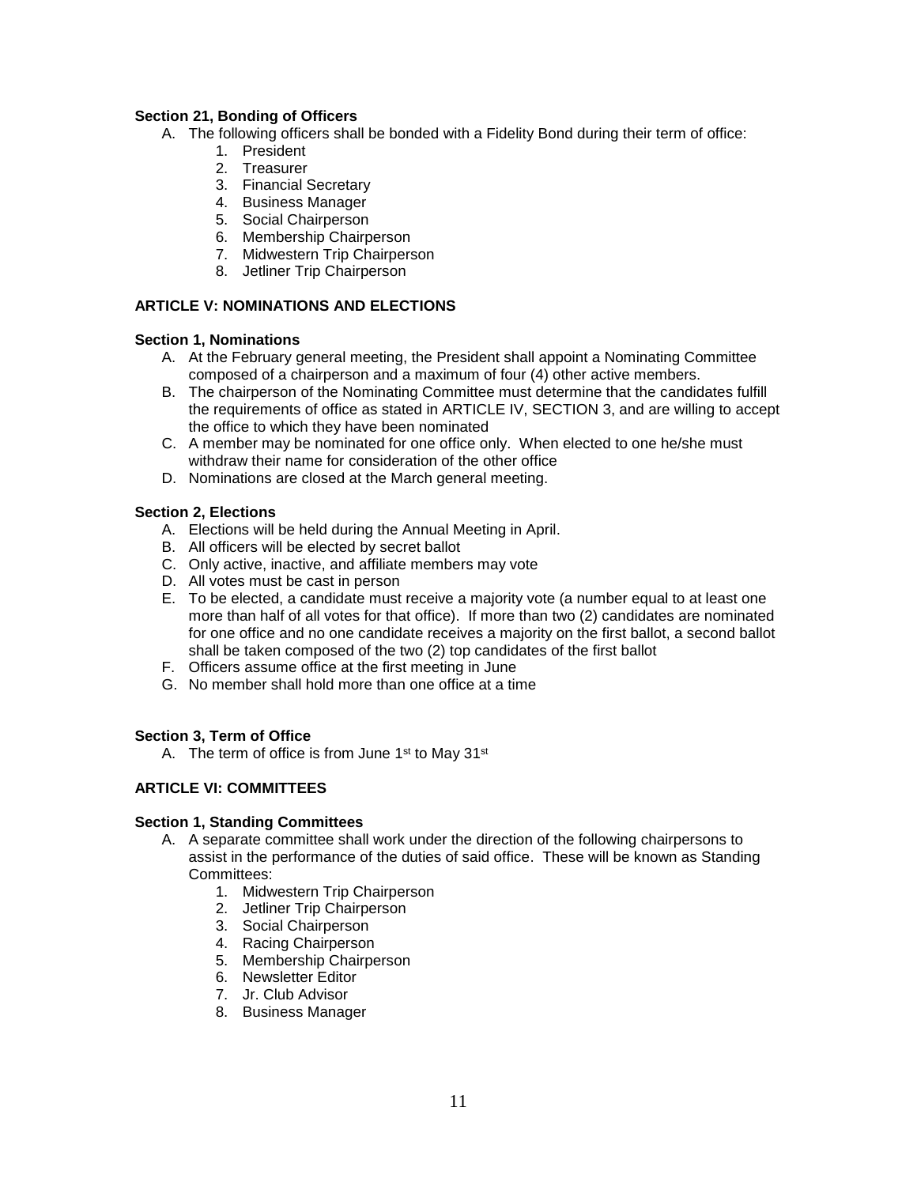**Section 21, Bonding of Officers**

A. The following officers shall be bonded with a Fidelity Bond during their term of office:
   1. President
   2. Treasurer
   3. Financial Secretary
   4. Business Manager
   5. Social Chairperson
   6. Membership Chairperson
   7. Midwestern Trip Chairperson
   8. Jetliner Trip Chairperson

**ARTICLE V: NOMINATIONS AND ELECTIONS**

**Section 1, Nominations**

A. At the February general meeting, the President shall appoint a Nominating Committee composed of a chairperson and a maximum of four (4) other active members.
B. The chairperson of the Nominating Committee must determine that the candidates fulfill the requirements of office as stated in ARTICLE IV, SECTION 3, and are willing to accept the office to which they have been nominated
C. A member may be nominated for one office only. When elected to one he/she must withdraw their name for consideration of the other office
D. Nominations are closed at the March general meeting.

**Section 2, Elections**

A. Elections will be held during the Annual Meeting in April.
B. All officers will be elected by secret ballot
C. Only active, inactive, and affiliate members may vote
D. All votes must be cast in person
E. To be elected, a candidate must receive a majority vote (a number equal to at least one more than half of all votes for that office). If more than two (2) candidates are nominated for one office and no one candidate receives a majority on the first ballot, a second ballot shall be taken composed of the two (2) top candidates of the first ballot
F. Officers assume office at the first meeting in June
G. No member shall hold more than one office at a time

**Section 3, Term of Office**

A. The term of office is from June 1st to May 31st

**ARTICLE VI: COMMITTEES**

**Section 1, Standing Committees**

A. A separate committee shall work under the direction of the following chairpersons to assist in the performance of the duties of said office. These will be known as Standing Committees:
   1. Midwestern Trip Chairperson
   2. Jetliner Trip Chairperson
   3. Social Chairperson
   4. Racing Chairperson
   5. Membership Chairperson
   6. Newsletter Editor
   7. Jr. Club Advisor
   8. Business Manager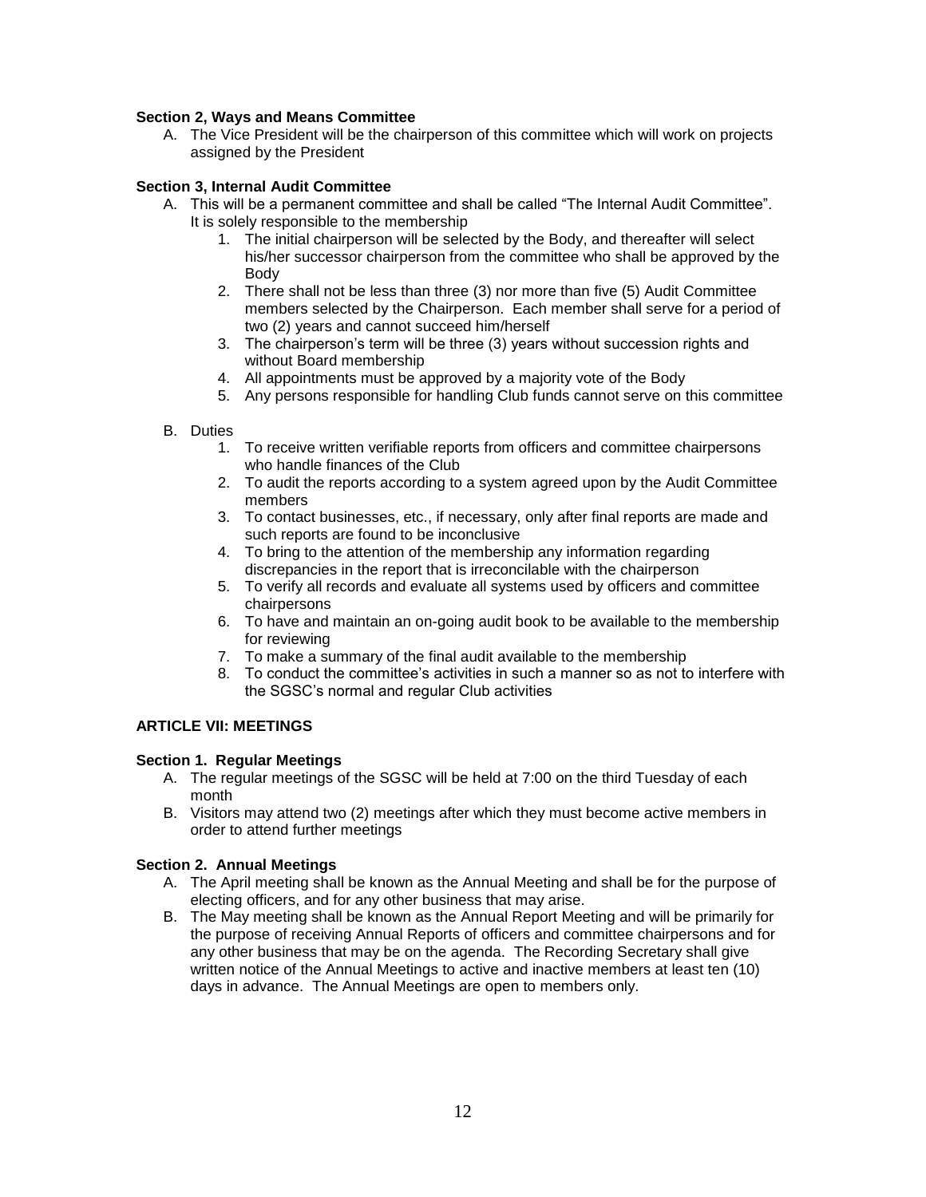**Section 2, Ways and Means Committee**

A. The Vice President will be the chairperson of this committee which will work on projects assigned by the President

**Section 3, Internal Audit Committee**

A. This will be a permanent committee and shall be called "The Internal Audit Committee". It is solely responsible to the membership
   1. The initial chairperson will be selected by the Body, and thereafter will select his/her successor chairperson from the committee who shall be approved by the Body
   2. There shall not be less than three (3) nor more than five (5) Audit Committee members selected by the Chairperson. Each member shall serve for a period of two (2) years and cannot succeed him/herself
   3. The chairperson's term will be three (3) years without succession rights and without Board membership
   4. All appointments must be approved by a majority vote of the Body
   5. Any persons responsible for handling Club funds cannot serve on this committee

B. Duties
   1. To receive written verifiable reports from officers and committee chairpersons who handle finances of the Club
   2. To audit the reports according to a system agreed upon by the Audit Committee members
   3. To contact businesses, etc., if necessary, only after final reports are made and such reports are found to be inconclusive
   4. To bring to the attention of the membership any information regarding discrepancies in the report that is irreconcilable with the chairperson
   5. To verify all records and evaluate all systems used by officers and committee chairpersons
   6. To have and maintain an on-going audit book to be available to the membership for reviewing
   7. To make a summary of the final audit available to the membership
   8. To conduct the committee's activities in such a manner so as not to interfere with the SGSC's normal and regular Club activities

**ARTICLE VII: MEETINGS**

**Section 1. Regular Meetings**

A. The regular meetings of the SGSC will be held at 7:00 on the third Tuesday of each month
B. Visitors may attend two (2) meetings after which they must become active members in order to attend further meetings

**Section 2. Annual Meetings**

A. The April meeting shall be known as the Annual Meeting and shall be for the purpose of electing officers, and for any other business that may arise.
B. The May meeting shall be known as the Annual Report Meeting and will be primarily for the purpose of receiving Annual Reports of officers and committee chairpersons and for any other business that may be on the agenda. The Recording Secretary shall give written notice of the Annual Meetings to active and inactive members at least ten (10) days in advance. The Annual Meetings are open to members only.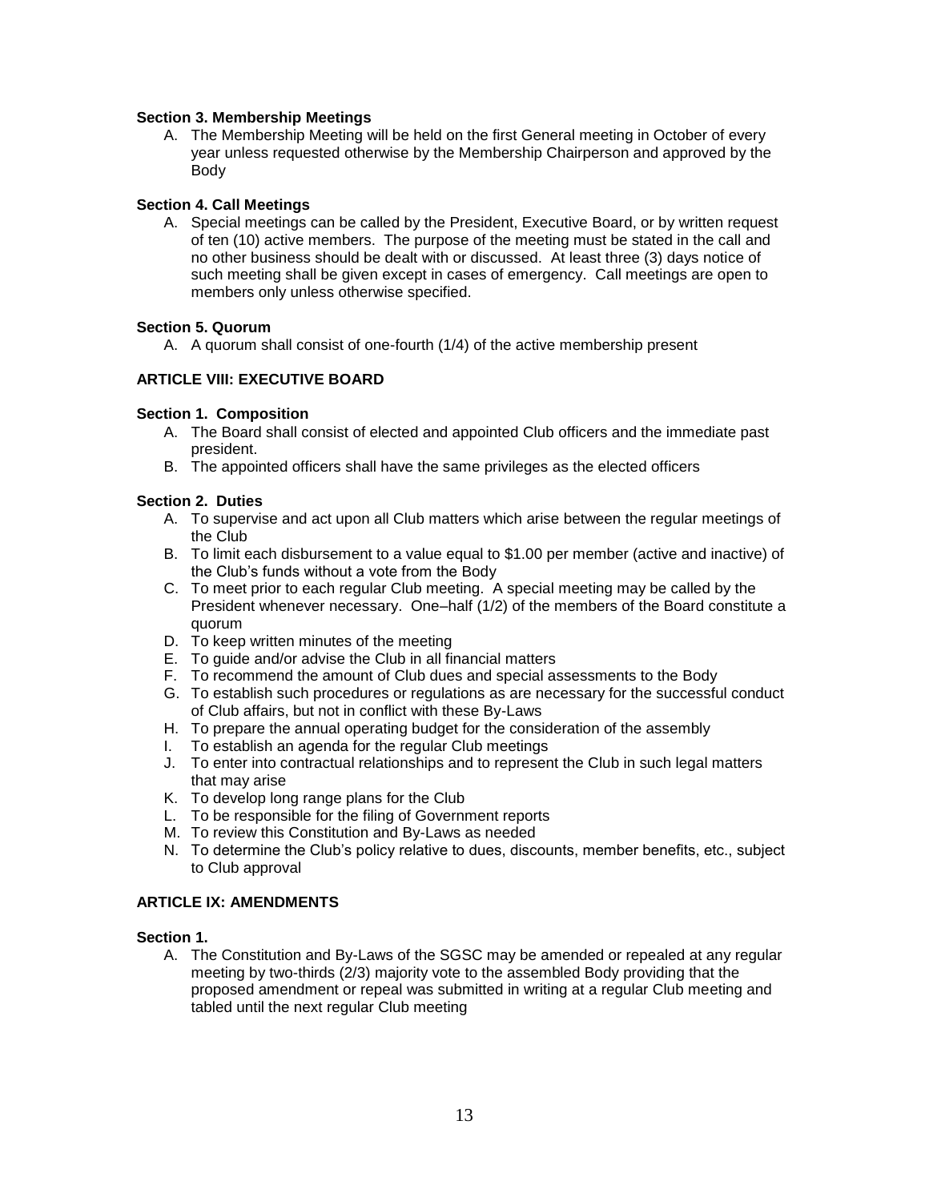**Section 3. Membership Meetings**

A. The Membership Meeting will be held on the first General meeting in October of every year unless requested otherwise by the Membership Chairperson and approved by the Body

**Section 4. Call Meetings**

A. Special meetings can be called by the President, Executive Board, or by written request of ten (10) active members. The purpose of the meeting must be stated in the call and no other business should be dealt with or discussed. At least three (3) days notice of such meeting shall be given except in cases of emergency. Call meetings are open to members only unless otherwise specified.

**Section 5. Quorum**

A. A quorum shall consist of one-fourth (1/4) of the active membership present

**ARTICLE VIII: EXECUTIVE BOARD**

**Section 1. Composition**

A. The Board shall consist of elected and appointed Club officers and the immediate past president.
B. The appointed officers shall have the same privileges as the elected officers

**Section 2. Duties**

A. To supervise and act upon all Club matters which arise between the regular meetings of the Club
B. To limit each disbursement to a value equal to $1.00 per member (active and inactive) of the Club's funds without a vote from the Body
C. To meet prior to each regular Club meeting. A special meeting may be called by the President whenever necessary. One–half (1/2) of the members of the Board constitute a quorum
D. To keep written minutes of the meeting
E. To guide and/or advise the Club in all financial matters
F. To recommend the amount of Club dues and special assessments to the Body
G. To establish such procedures or regulations as are necessary for the successful conduct of Club affairs, but not in conflict with these By-Laws
H. To prepare the annual operating budget for the consideration of the assembly
I. To establish an agenda for the regular Club meetings
J. To enter into contractual relationships and to represent the Club in such legal matters that may arise
K. To develop long range plans for the Club
L. To be responsible for the filing of Government reports
M. To review this Constitution and By-Laws as needed
N. To determine the Club's policy relative to dues, discounts, member benefits, etc., subject to Club approval

**ARTICLE IX: AMENDMENTS**

**Section 1.**

A. The Constitution and By-Laws of the SGSC may be amended or repealed at any regular meeting by two-thirds (2/3) majority vote to the assembled Body providing that the proposed amendment or repeal was submitted in writing at a regular Club meeting and tabled until the next regular Club meeting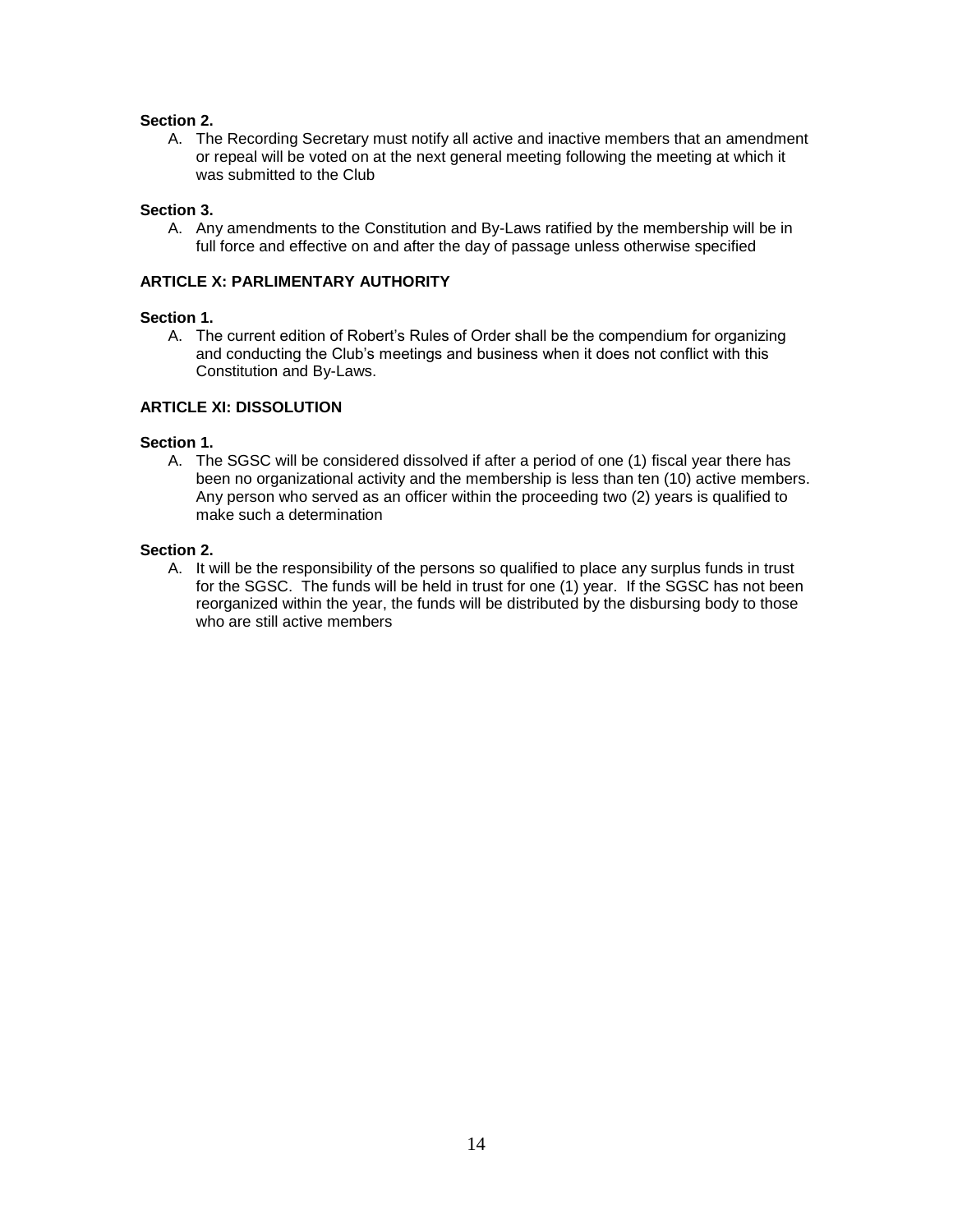**Section 2.**

A. The Recording Secretary must notify all active and inactive members that an amendment or repeal will be voted on at the next general meeting following the meeting at which it was submitted to the Club

**Section 3.**

A. Any amendments to the Constitution and By-Laws ratified by the membership will be in full force and effective on and after the day of passage unless otherwise specified

**ARTICLE X: PARLIMENTARY AUTHORITY**

**Section 1.**

A. The current edition of Robert's Rules of Order shall be the compendium for organizing and conducting the Club's meetings and business when it does not conflict with this Constitution and By-Laws.

**ARTICLE XI: DISSOLUTION**

**Section 1.**

A. The SGSC will be considered dissolved if after a period of one (1) fiscal year there has been no organizational activity and the membership is less than ten (10) active members. Any person who served as an officer within the proceeding two (2) years is qualified to make such a determination

**Section 2.**

A. It will be the responsibility of the persons so qualified to place any surplus funds in trust for the SGSC. The funds will be held in trust for one (1) year. If the SGSC has not been reorganized within the year, the funds will be distributed by the disbursing body to those who are still active members